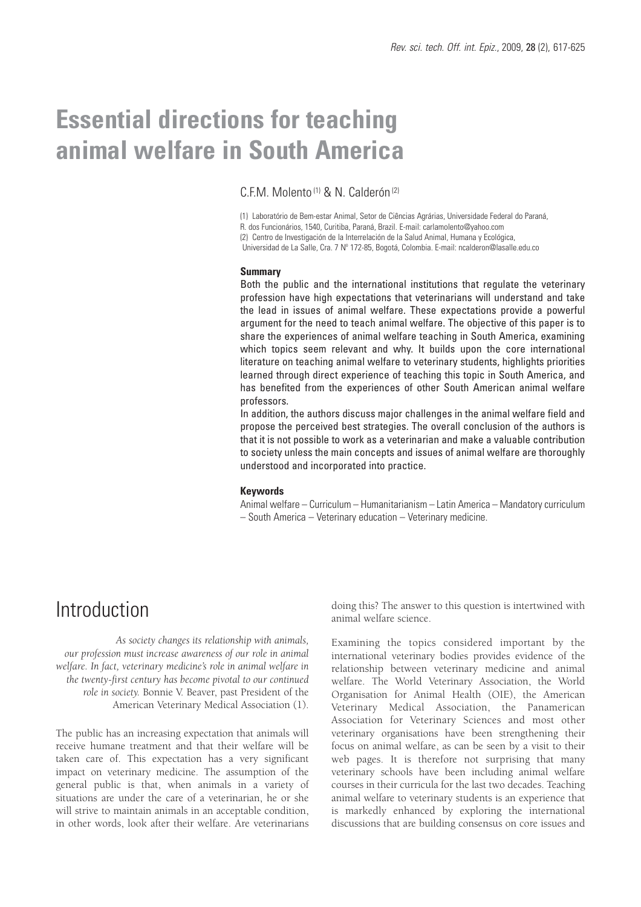# Essential directions for teaching animal welfare in South America

C.F.M. Molento [(1)] & N. Calderón [(2)]

(1) Laboratório de Bem-estar Animal, Setor de Ciências Agrárias, Universidade Federal do Paraná, R. dos Funcionários, 1540, Curitiba, Paraná, Brazil. E-mail: carlamolento@yahoo.com
(2) Centro de Investigación de la Interrelación de la Salud Animal, Humana y Ecológica, Universidad de La Salle, Cra. 7 Nº 172-85, Bogotá, Colombia. E-mail: ncalderon@lasalle.edu.co

### Summary

Both the public and the international institutions that regulate the veterinary profession have high expectations that veterinarians will understand and take the lead in issues of animal welfare. These expectations provide a powerful argument for the need to teach animal welfare. The objective of this paper is to share the experiences of animal welfare teaching in South America, examining which topics seem relevant and why. It builds upon the core international literature on teaching animal welfare to veterinary students, highlights priorities learned through direct experience of teaching this topic in South America, and has benefited from the experiences of other South American animal welfare professors.

In addition, the authors discuss major challenges in the animal welfare field and propose the perceived best strategies. The overall conclusion of the authors is that it is not possible to work as a veterinarian and make a valuable contribution to society unless the main concepts and issues of animal welfare are thoroughly understood and incorporated into practice.

### Keywords

Animal welfare – Curriculum – Humanitarianism – Latin America – Mandatory curriculum – South America – Veterinary education – Veterinary medicine.

## Introduction

*As society changes its relationship with animals, our profession must increase awareness of our role in animal welfare. In fact, veterinary medicine's role in animal welfare in the twenty-first century has become pivotal to our continued role in society.* Bonnie V. Beaver, past President of the American Veterinary Medical Association (1).

The public has an increasing expectation that animals will receive humane treatment and that their welfare will be taken care of. This expectation has a very significant impact on veterinary medicine. The assumption of the general public is that, when animals in a variety of situations are under the care of a veterinarian, he or she will strive to maintain animals in an acceptable condition, in other words, look after their welfare. Are veterinarians doing this? The answer to this question is intertwined with animal welfare science.

Examining the topics considered important by the international veterinary bodies provides evidence of the relationship between veterinary medicine and animal welfare. The World Veterinary Association, the World Organisation for Animal Health (OIE), the American Veterinary Medical Association, the Panamerican Association for Veterinary Sciences and most other veterinary organisations have been strengthening their focus on animal welfare, as can be seen by a visit to their web pages. It is therefore not surprising that many veterinary schools have been including animal welfare courses in their curricula for the last two decades. Teaching animal welfare to veterinary students is an experience that is markedly enhanced by exploring the international discussions that are building consensus on core issues and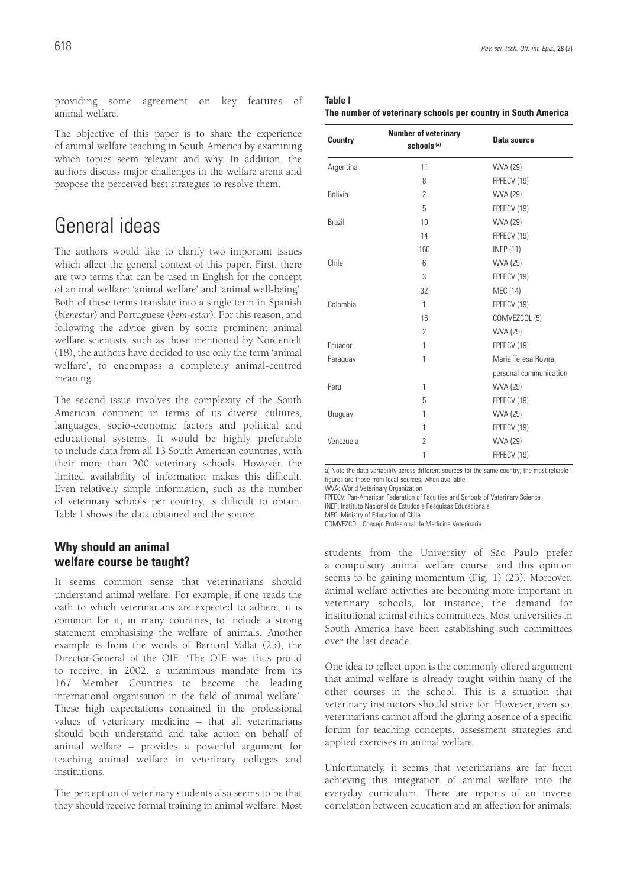providing some agreement on key features of animal welfare.

The objective of this paper is to share the experience of animal welfare teaching in South America by examining which topics seem relevant and why. In addition, the authors discuss major challenges in the welfare arena and propose the perceived best strategies to resolve them.

# General ideas

The authors would like to clarify two important issues which affect the general context of this paper. First, there are two terms that can be used in English for the concept of animal welfare: 'animal welfare' and 'animal well-being'. Both of these terms translate into a single term in Spanish (*bienestar*) and Portuguese (*bem-estar*). For this reason, and following the advice given by some prominent animal welfare scientists, such as those mentioned by Nordenfelt (18), the authors have decided to use only the term 'animal welfare', to encompass a completely animal-centred meaning.

The second issue involves the complexity of the South American continent in terms of its diverse cultures, languages, socio-economic factors and political and educational systems. It would be highly preferable to include data from all 13 South American countries, with their more than 200 veterinary schools. However, the limited availability of information makes this difficult. Even relatively simple information, such as the number of veterinary schools per country, is difficult to obtain. Table I shows the data obtained and the source.

**Table I**
**The number of veterinary schools per country in South America**

| Country | Number of veterinary schools [a] | Data source |
|---|---|---|
| Argentina | 11 | WVA (29) |
| | 8 | FPFECV (19) |
| Bolivia | 2 | WVA (29) |
| | 5 | FPFECV (19) |
| Brazil | 10 | WVA (29) |
| | 14 | FPFECV (19) |
| | 160 | INEP (11) |
| Chile | 6 | WVA (29) |
| | 3 | FPFECV (19) |
| | 32 | MEC (14) |
| Colombia | 1 | FPFECV (19) |
| | 16 | COMVEZCOL (5) |
| | 2 | WVA (29) |
| Ecuador | 1 | FPFECV (19) |
| Paraguay | 1 | María Teresa Rovira, personal communication |
| Peru | 1 | WVA (29) |
| | 5 | FPFECV (19) |
| Uruguay | 1 | WVA (29) |
| | 1 | FPFECV (19) |
| Venezuela | 2 | WVA (29) |
| | 1 | FPFECV (19) |

a) Note the data variability across different sources for the same country; the most reliable figures are those from local sources, when available
WVA: World Veterinary Organization
FPFECV: Pan-American Federation of Faculties and Schools of Veterinary Science
INEP: Instituto Nacional de Estudos e Pesquisas Educacionais
MEC: Ministry of Education of Chile
COMVEZCOL: Consejo Profesional de Medicina Veterinaria

## Why should an animal welfare course be taught?

It seems common sense that veterinarians should understand animal welfare. For example, if one reads the oath to which veterinarians are expected to adhere, it is common for it, in many countries, to include a strong statement emphasising the welfare of animals. Another example is from the words of Bernard Vallat (25), the Director-General of the OIE: 'The OIE was thus proud to receive, in 2002, a unanimous mandate from its 167 Member Countries to become the leading international organisation in the field of animal welfare'. These high expectations contained in the professional values of veterinary medicine – that all veterinarians should both understand and take action on behalf of animal welfare – provides a powerful argument for teaching animal welfare in veterinary colleges and institutions.

The perception of veterinary students also seems to be that they should receive formal training in animal welfare. Most students from the University of São Paulo prefer a compulsory animal welfare course, and this opinion seems to be gaining momentum (Fig. 1) (23). Moreover, animal welfare activities are becoming more important in veterinary schools, for instance, the demand for institutional animal ethics committees. Most universities in South America have been establishing such committees over the last decade.

One idea to reflect upon is the commonly offered argument that animal welfare is already taught within many of the other courses in the school. This is a situation that veterinary instructors should strive for. However, even so, veterinarians cannot afford the glaring absence of a specific forum for teaching concepts, assessment strategies and applied exercises in animal welfare.

Unfortunately, it seems that veterinarians are far from achieving this integration of animal welfare into the everyday curriculum. There are reports of an inverse correlation between education and an affection for animals: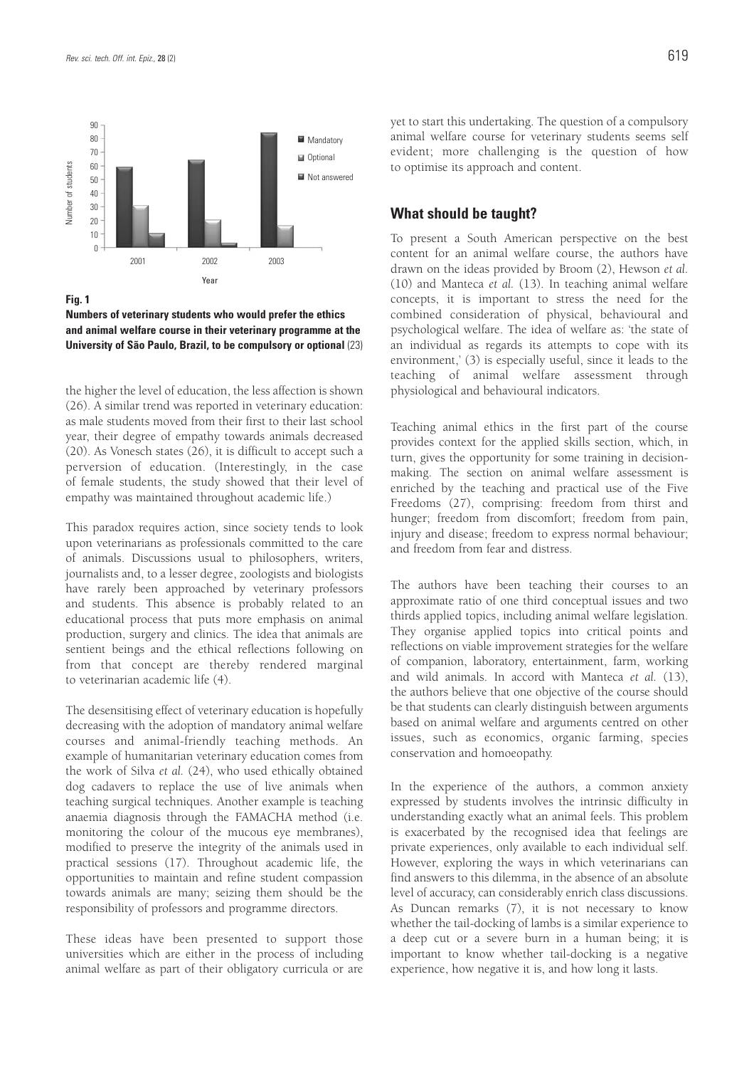90
80
70
60
50
40
30
20
10
0

Number of students

2001
2002
2003

Year

Mandatory
Optional
Not answered

**Fig. 1**

**Numbers of veterinary students who would prefer the ethics and animal welfare course in their veterinary programme at the University of São Paulo, Brazil, to be compulsory or optional** (23)

the higher the level of education, the less affection is shown (26). A similar trend was reported in veterinary education: as male students moved from their first to their last school year, their degree of empathy towards animals decreased (20). As Vonesch states (26), it is difficult to accept such a perversion of education. (Interestingly, in the case of female students, the study showed that their level of empathy was maintained throughout academic life.)

This paradox requires action, since society tends to look upon veterinarians as professionals committed to the care of animals. Discussions usual to philosophers, writers, journalists and, to a lesser degree, zoologists and biologists have rarely been approached by veterinary professors and students. This absence is probably related to an educational process that puts more emphasis on animal production, surgery and clinics. The idea that animals are sentient beings and the ethical reflections following on from that concept are thereby rendered marginal to veterinarian academic life (4).

The desensitising effect of veterinary education is hopefully decreasing with the adoption of mandatory animal welfare courses and animal-friendly teaching methods. An example of humanitarian veterinary education comes from the work of Silva *et al.* (24), who used ethically obtained dog cadavers to replace the use of live animals when teaching surgical techniques. Another example is teaching anaemia diagnosis through the FAMACHA method (i.e. monitoring the colour of the mucous eye membranes), modified to preserve the integrity of the animals used in practical sessions (17). Throughout academic life, the opportunities to maintain and refine student compassion towards animals are many; seizing them should be the responsibility of professors and programme directors.

These ideas have been presented to support those universities which are either in the process of including animal welfare as part of their obligatory curricula or are yet to start this undertaking. The question of a compulsory animal welfare course for veterinary students seems self evident; more challenging is the question of how to optimise its approach and content.

## What should be taught?

To present a South American perspective on the best content for an animal welfare course, the authors have drawn on the ideas provided by Broom (2), Hewson *et al.* (10) and Manteca *et al.* (13). In teaching animal welfare concepts, it is important to stress the need for the combined consideration of physical, behavioural and psychological welfare. The idea of welfare as: 'the state of an individual as regards its attempts to cope with its environment,' (3) is especially useful, since it leads to the teaching of animal welfare assessment through physiological and behavioural indicators.

Teaching animal ethics in the first part of the course provides context for the applied skills section, which, in turn, gives the opportunity for some training in decision-making. The section on animal welfare assessment is enriched by the teaching and practical use of the Five Freedoms (27), comprising: freedom from thirst and hunger; freedom from discomfort; freedom from pain, injury and disease; freedom to express normal behaviour; and freedom from fear and distress.

The authors have been teaching their courses to an approximate ratio of one third conceptual issues and two thirds applied topics, including animal welfare legislation. They organise applied topics into critical points and reflections on viable improvement strategies for the welfare of companion, laboratory, entertainment, farm, working and wild animals. In accord with Manteca *et al.* (13), the authors believe that one objective of the course should be that students can clearly distinguish between arguments based on animal welfare and arguments centred on other issues, such as economics, organic farming, species conservation and homoeopathy.

In the experience of the authors, a common anxiety expressed by students involves the intrinsic difficulty in understanding exactly what an animal feels. This problem is exacerbated by the recognised idea that feelings are private experiences, only available to each individual self. However, exploring the ways in which veterinarians can find answers to this dilemma, in the absence of an absolute level of accuracy, can considerably enrich class discussions. As Duncan remarks (7), it is not necessary to know whether the tail-docking of lambs is a similar experience to a deep cut or a severe burn in a human being; it is important to know whether tail-docking is a negative experience, how negative it is, and how long it lasts.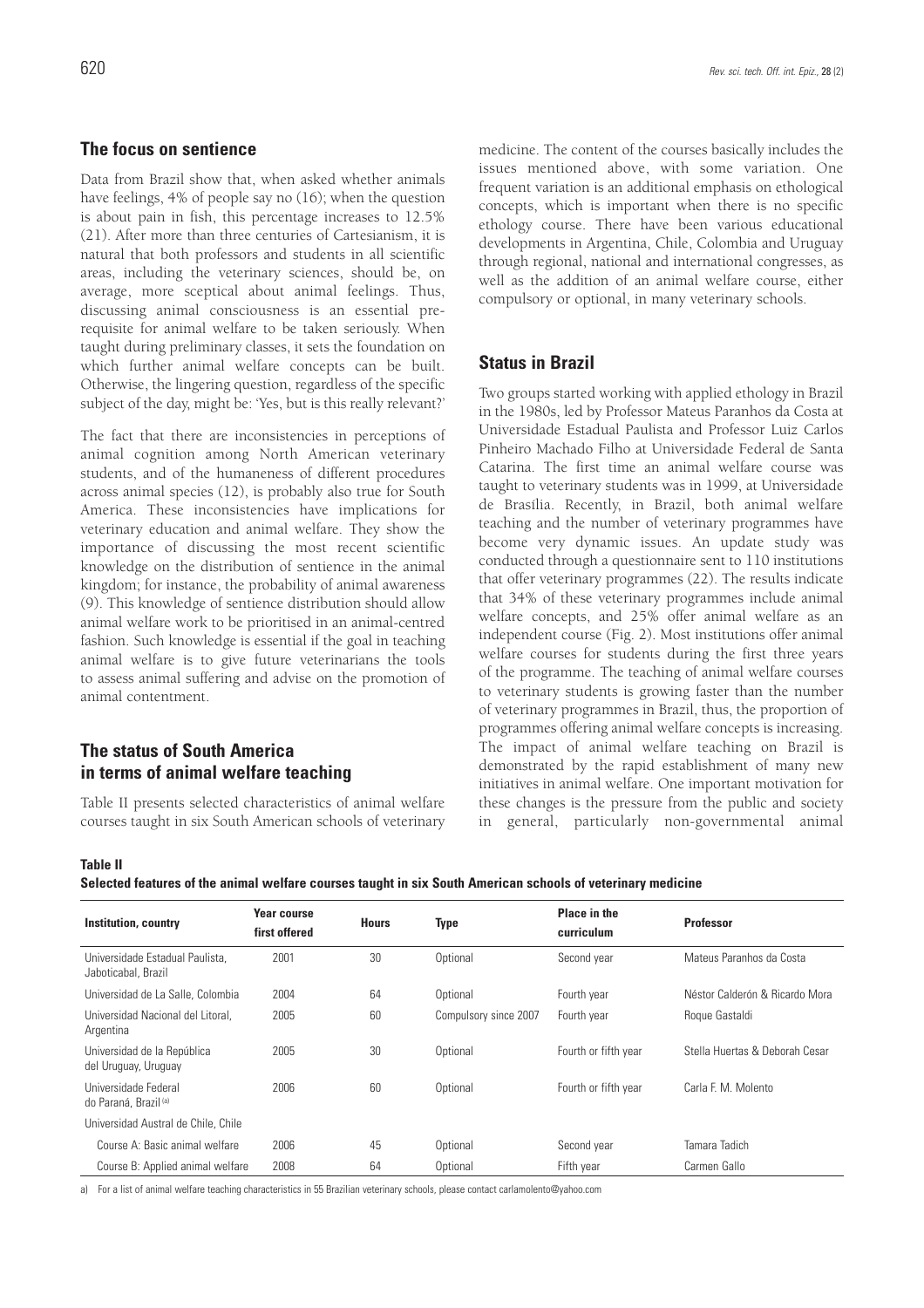## The focus on sentience

Data from Brazil show that, when asked whether animals have feelings, 4% of people say no (16); when the question is about pain in fish, this percentage increases to 12.5% (21). After more than three centuries of Cartesianism, it is natural that both professors and students in all scientific areas, including the veterinary sciences, should be, on average, more sceptical about animal feelings. Thus, discussing animal consciousness is an essential pre-requisite for animal welfare to be taken seriously. When taught during preliminary classes, it sets the foundation on which further animal welfare concepts can be built. Otherwise, the lingering question, regardless of the specific subject of the day, might be: 'Yes, but is this really relevant?'

The fact that there are inconsistencies in perceptions of animal cognition among North American veterinary students, and of the humaneness of different procedures across animal species (12), is probably also true for South America. These inconsistencies have implications for veterinary education and animal welfare. They show the importance of discussing the most recent scientific knowledge on the distribution of sentience in the animal kingdom; for instance, the probability of animal awareness (9). This knowledge of sentience distribution should allow animal welfare work to be prioritised in an animal-centred fashion. Such knowledge is essential if the goal in teaching animal welfare is to give future veterinarians the tools to assess animal suffering and advise on the promotion of animal contentment.

## The status of South America in terms of animal welfare teaching

Table II presents selected characteristics of animal welfare courses taught in six South American schools of veterinary medicine. The content of the courses basically includes the issues mentioned above, with some variation. One frequent variation is an additional emphasis on ethological concepts, which is important when there is no specific ethology course. There have been various educational developments in Argentina, Chile, Colombia and Uruguay through regional, national and international congresses, as well as the addition of an animal welfare course, either compulsory or optional, in many veterinary schools.

## Status in Brazil

Two groups started working with applied ethology in Brazil in the 1980s, led by Professor Mateus Paranhos da Costa at Universidade Estadual Paulista and Professor Luiz Carlos Pinheiro Machado Filho at Universidade Federal de Santa Catarina. The first time an animal welfare course was taught to veterinary students was in 1999, at Universidade de Brasília. Recently, in Brazil, both animal welfare teaching and the number of veterinary programmes have become very dynamic issues. An update study was conducted through a questionnaire sent to 110 institutions that offer veterinary programmes (22). The results indicate that 34% of these veterinary programmes include animal welfare concepts, and 25% offer animal welfare as an independent course (Fig. 2). Most institutions offer animal welfare courses for students during the first three years of the programme. The teaching of animal welfare courses to veterinary students is growing faster than the number of veterinary programmes in Brazil, thus, the proportion of programmes offering animal welfare concepts is increasing. The impact of animal welfare teaching on Brazil is demonstrated by the rapid establishment of many new initiatives in animal welfare. One important motivation for these changes is the pressure from the public and society in general, particularly non-governmental animal

**Table II**
**Selected features of the animal welfare courses taught in six South American schools of veterinary medicine**

| Institution, country | Year course first offered | Hours | Type | Place in the curriculum | Professor |
|---|---|---|---|---|---|
| Universidade Estadual Paulista, Jaboticabal, Brazil | 2001 | 30 | Optional | Second year | Mateus Paranhos da Costa |
| Universidad de La Salle, Colombia | 2004 | 64 | Optional | Fourth year | Néstor Calderón & Ricardo Mora |
| Universidad Nacional del Litoral, Argentina | 2005 | 60 | Compulsory since 2007 | Fourth year | Roque Gastaldi |
| Universidad de la República del Uruguay, Uruguay | 2005 | 30 | Optional | Fourth or fifth year | Stella Huertas & Deborah Cesar |
| Universidade Federal do Paraná, Brazil [a] | 2006 | 60 | Optional | Fourth or fifth year | Carla F. M. Molento |
| Universidad Austral de Chile, Chile | | | | | |
| Course A: Basic animal welfare | 2006 | 45 | Optional | Second year | Tamara Tadich |
| Course B: Applied animal welfare | 2008 | 64 | Optional | Fifth year | Carmen Gallo |

a) For a list of animal welfare teaching characteristics in 55 Brazilian veterinary schools, please contact carlamolento@yahoo.com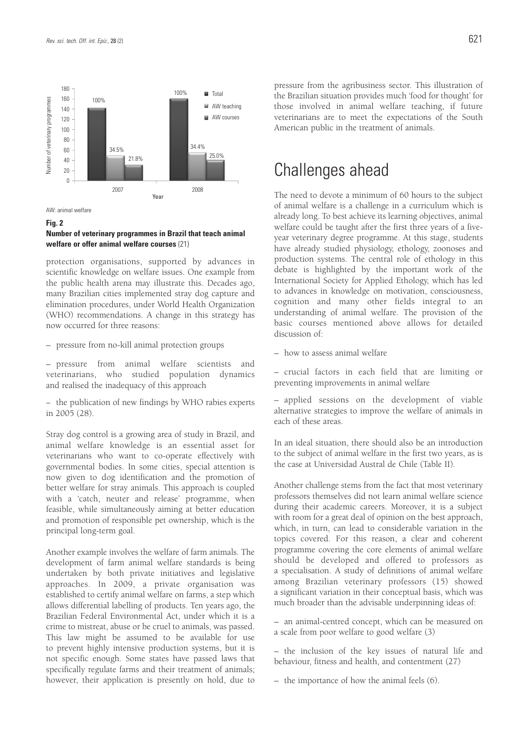180
160
140
120
100
80
60
40
20
0

Number of veterinary programmes

100%
34.5%
21.8%
2007

100%
34.4%
25.0%
2008

Year

Total
AW teaching
AW courses

AW: animal welfare

**Fig. 2**
**Number of veterinary programmes in Brazil that teach animal welfare or offer animal welfare courses** (21)

protection organisations, supported by advances in scientific knowledge on welfare issues. One example from the public health arena may illustrate this. Decades ago, many Brazilian cities implemented stray dog capture and elimination procedures, under World Health Organization (WHO) recommendations. A change in this strategy has now occurred for three reasons:

– pressure from no-kill animal protection groups

– pressure from animal welfare scientists and veterinarians, who studied population dynamics and realised the inadequacy of this approach

– the publication of new findings by WHO rabies experts in 2005 (28).

Stray dog control is a growing area of study in Brazil, and animal welfare knowledge is an essential asset for veterinarians who want to co-operate effectively with governmental bodies. In some cities, special attention is now given to dog identification and the promotion of better welfare for stray animals. This approach is coupled with a 'catch, neuter and release' programme, when feasible, while simultaneously aiming at better education and promotion of responsible pet ownership, which is the principal long-term goal.

Another example involves the welfare of farm animals. The development of farm animal welfare standards is being undertaken by both private initiatives and legislative approaches. In 2009, a private organisation was established to certify animal welfare on farms, a step which allows differential labelling of products. Ten years ago, the Brazilian Federal Environmental Act, under which it is a crime to mistreat, abuse or be cruel to animals, was passed. This law might be assumed to be available for use to prevent highly intensive production systems, but it is not specific enough. Some states have passed laws that specifically regulate farms and their treatment of animals; however, their application is presently on hold, due to pressure from the agribusiness sector. This illustration of the Brazilian situation provides much 'food for thought' for those involved in animal welfare teaching, if future veterinarians are to meet the expectations of the South American public in the treatment of animals.

# Challenges ahead

The need to devote a minimum of 60 hours to the subject of animal welfare is a challenge in a curriculum which is already long. To best achieve its learning objectives, animal welfare could be taught after the first three years of a five-year veterinary degree programme. At this stage, students have already studied physiology, ethology, zoonoses and production systems. The central role of ethology in this debate is highlighted by the important work of the International Society for Applied Ethology, which has led to advances in knowledge on motivation, consciousness, cognition and many other fields integral to an understanding of animal welfare. The provision of the basic courses mentioned above allows for detailed discussion of:

– how to assess animal welfare

– crucial factors in each field that are limiting or preventing improvements in animal welfare

– applied sessions on the development of viable alternative strategies to improve the welfare of animals in each of these areas.

In an ideal situation, there should also be an introduction to the subject of animal welfare in the first two years, as is the case at Universidad Austral de Chile (Table II).

Another challenge stems from the fact that most veterinary professors themselves did not learn animal welfare science during their academic careers. Moreover, it is a subject with room for a great deal of opinion on the best approach, which, in turn, can lead to considerable variation in the topics covered. For this reason, a clear and coherent programme covering the core elements of animal welfare should be developed and offered to professors as a specialisation. A study of definitions of animal welfare among Brazilian veterinary professors (15) showed a significant variation in their conceptual basis, which was much broader than the advisable underpinning ideas of:

– an animal-centred concept, which can be measured on a scale from poor welfare to good welfare (3)

– the inclusion of the key issues of natural life and behaviour, fitness and health, and contentment (27)

– the importance of how the animal feels (6).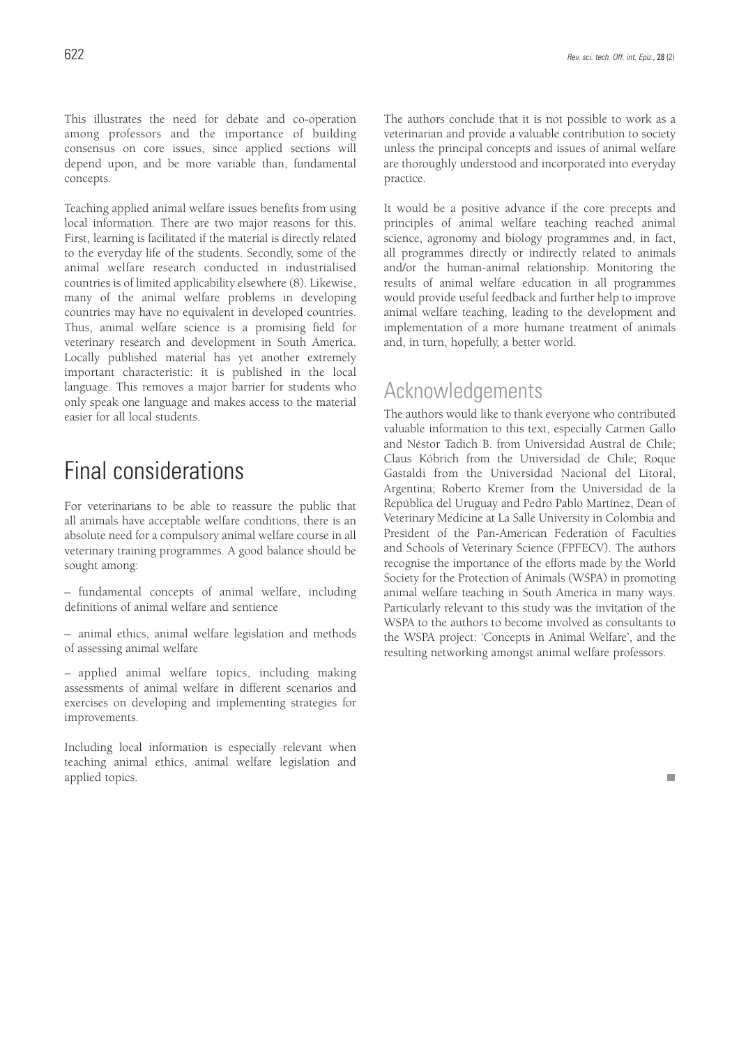This illustrates the need for debate and co-operation among professors and the importance of building consensus on core issues, since applied sections will depend upon, and be more variable than, fundamental concepts.

Teaching applied animal welfare issues benefits from using local information. There are two major reasons for this. First, learning is facilitated if the material is directly related to the everyday life of the students. Secondly, some of the animal welfare research conducted in industrialised countries is of limited applicability elsewhere (8). Likewise, many of the animal welfare problems in developing countries may have no equivalent in developed countries. Thus, animal welfare science is a promising field for veterinary research and development in South America. Locally published material has yet another extremely important characteristic: it is published in the local language. This removes a major barrier for students who only speak one language and makes access to the material easier for all local students.

# Final considerations

For veterinarians to be able to reassure the public that all animals have acceptable welfare conditions, there is an absolute need for a compulsory animal welfare course in all veterinary training programmes. A good balance should be sought among:

– fundamental concepts of animal welfare, including definitions of animal welfare and sentience

– animal ethics, animal welfare legislation and methods of assessing animal welfare

– applied animal welfare topics, including making assessments of animal welfare in different scenarios and exercises on developing and implementing strategies for improvements.

Including local information is especially relevant when teaching animal ethics, animal welfare legislation and applied topics.

The authors conclude that it is not possible to work as a veterinarian and provide a valuable contribution to society unless the principal concepts and issues of animal welfare are thoroughly understood and incorporated into everyday practice.

It would be a positive advance if the core precepts and principles of animal welfare teaching reached animal science, agronomy and biology programmes and, in fact, all programmes directly or indirectly related to animals and/or the human-animal relationship. Monitoring the results of animal welfare education in all programmes would provide useful feedback and further help to improve animal welfare teaching, leading to the development and implementation of a more humane treatment of animals and, in turn, hopefully, a better world.

# Acknowledgements

The authors would like to thank everyone who contributed valuable information to this text, especially Carmen Gallo and Néstor Tadich B. from Universidad Austral de Chile; Claus Köbrich from the Universidad de Chile; Roque Gastaldi from the Universidad Nacional del Litoral, Argentina; Roberto Kremer from the Universidad de la República del Uruguay and Pedro Pablo Martínez, Dean of Veterinary Medicine at La Salle University in Colombia and President of the Pan-American Federation of Faculties and Schools of Veterinary Science (FPFECV). The authors recognise the importance of the efforts made by the World Society for the Protection of Animals (WSPA) in promoting animal welfare teaching in South America in many ways. Particularly relevant to this study was the invitation of the WSPA to the authors to become involved as consultants to the WSPA project: 'Concepts in Animal Welfare', and the resulting networking amongst animal welfare professors.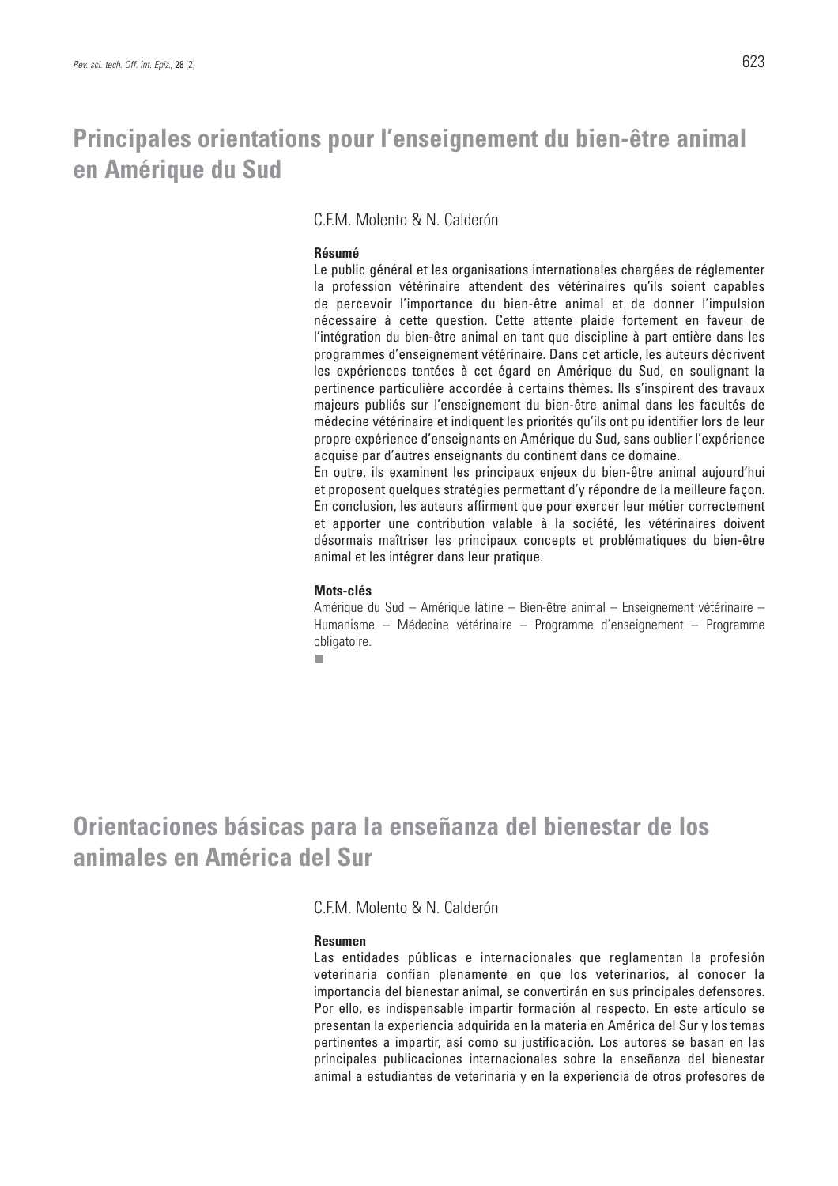# Principales orientations pour l'enseignement du bien-être animal en Amérique du Sud

C.F.M. Molento & N. Calderón

**Résumé**

Le public général et les organisations internationales chargées de réglementer la profession vétérinaire attendent des vétérinaires qu'ils soient capables de percevoir l'importance du bien-être animal et de donner l'impulsion nécessaire à cette question. Cette attente plaide fortement en faveur de l'intégration du bien-être animal en tant que discipline à part entière dans les programmes d'enseignement vétérinaire. Dans cet article, les auteurs décrivent les expériences tentées à cet égard en Amérique du Sud, en soulignant la pertinence particulière accordée à certains thèmes. Ils s'inspirent des travaux majeurs publiés sur l'enseignement du bien-être animal dans les facultés de médecine vétérinaire et indiquent les priorités qu'ils ont pu identifier lors de leur propre expérience d'enseignants en Amérique du Sud, sans oublier l'expérience acquise par d'autres enseignants du continent dans ce domaine.

En outre, ils examinent les principaux enjeux du bien-être animal aujourd'hui et proposent quelques stratégies permettant d'y répondre de la meilleure façon. En conclusion, les auteurs affirment que pour exercer leur métier correctement et apporter une contribution valable à la société, les vétérinaires doivent désormais maîtriser les principaux concepts et problématiques du bien-être animal et les intégrer dans leur pratique.

**Mots-clés**

Amérique du Sud – Amérique latine – Bien-être animal – Enseignement vétérinaire – Humanisme – Médecine vétérinaire – Programme d'enseignement – Programme obligatoire.

# Orientaciones básicas para la enseñanza del bienestar de los animales en América del Sur

C.F.M. Molento & N. Calderón

**Resumen**

Las entidades públicas e internacionales que reglamentan la profesión veterinaria confían plenamente en que los veterinarios, al conocer la importancia del bienestar animal, se convertirán en sus principales defensores. Por ello, es indispensable impartir formación al respecto. En este artículo se presentan la experiencia adquirida en la materia en América del Sur y los temas pertinentes a impartir, así como su justificación. Los autores se basan en las principales publicaciones internacionales sobre la enseñanza del bienestar animal a estudiantes de veterinaria y en la experiencia de otros profesores de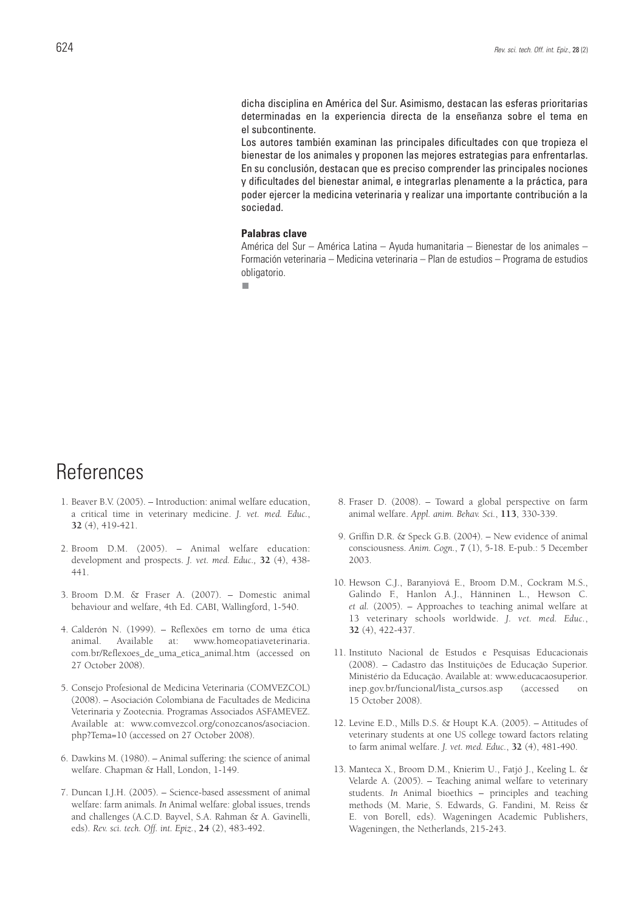dicha disciplina en América del Sur. Asimismo, destacan las esferas prioritarias determinadas en la experiencia directa de la enseñanza sobre el tema en el subcontinente.

Los autores también examinan las principales dificultades con que tropieza el bienestar de los animales y proponen las mejores estrategias para enfrentarlas. En su conclusión, destacan que es preciso comprender las principales nociones y dificultades del bienestar animal, e integrarlas plenamente a la práctica, para poder ejercer la medicina veterinaria y realizar una importante contribución a la sociedad.

**Palabras clave**

América del Sur – América Latina – Ayuda humanitaria – Bienestar de los animales – Formación veterinaria – Medicina veterinaria – Plan de estudios – Programa de estudios obligatorio.

# References

1. Beaver B.V. (2005). – Introduction: animal welfare education, a critical time in veterinary medicine. *J. vet. med. Educ.*, **32** (4), 419-421.

2. Broom D.M. (2005). – Animal welfare education: development and prospects. *J. vet. med. Educ.,* **32** (4), 438-441.

3. Broom D.M. & Fraser A. (2007). – Domestic animal behaviour and welfare, 4th Ed. CABI, Wallingford, 1-540.

4. Calderón N. (1999). – Reflexões em torno de uma ética animal. Available at: www.homeopatiaveterinaria.com.br/Reflexoes_de_uma_etica_animal.htm (accessed on 27 October 2008).

5. Consejo Profesional de Medicina Veterinaria (COMVEZCOL) (2008). – Asociación Colombiana de Facultades de Medicina Veterinaria y Zootecnia. Programas Associados ASFAMEVEZ. Available at: www.comvezcol.org/conozcanos/asociacion.php?Tema=10 (accessed on 27 October 2008).

6. Dawkins M. (1980). – Animal suffering: the science of animal welfare. Chapman & Hall, London, 1-149.

7. Duncan I.J.H. (2005). – Science-based assessment of animal welfare: farm animals. *In* Animal welfare: global issues, trends and challenges (A.C.D. Bayvel, S.A. Rahman & A. Gavinelli, eds). *Rev. sci. tech. Off. int. Epiz.*, **24** (2), 483-492.

8. Fraser D. (2008). – Toward a global perspective on farm animal welfare. *Appl. anim. Behav. Sci.*, **113**, 330-339.

9. Griffin D.R. & Speck G.B. (2004). – New evidence of animal consciousness. *Anim. Cogn.*, **7** (1), 5-18. E-pub.: 5 December 2003.

10. Hewson C.J., Baranyiová E., Broom D.M., Cockram M.S., Galindo F., Hanlon A.J., Hänninen L., Hewson C. *et al.* (2005). – Approaches to teaching animal welfare at 13 veterinary schools worldwide. *J. vet. med. Educ.*, **32** (4), 422-437.

11. Instituto Nacional de Estudos e Pesquisas Educacionais (2008). – Cadastro das Instituições de Educação Superior. Ministério da Educação. Available at: www.educacaosuperior.inep.gov.br/funcional/lista_cursos.asp (accessed on 15 October 2008).

12. Levine E.D., Mills D.S. & Houpt K.A. (2005). – Attitudes of veterinary students at one US college toward factors relating to farm animal welfare. *J. vet. med. Educ.*, **32** (4), 481-490.

13. Manteca X., Broom D.M., Knierim U., Fatjó J., Keeling L. & Velarde A. (2005). – Teaching animal welfare to veterinary students. *In* Animal bioethics – principles and teaching methods (M. Marie, S. Edwards, G. Fandini, M. Reiss & E. von Borell, eds). Wageningen Academic Publishers, Wageningen, the Netherlands, 215-243.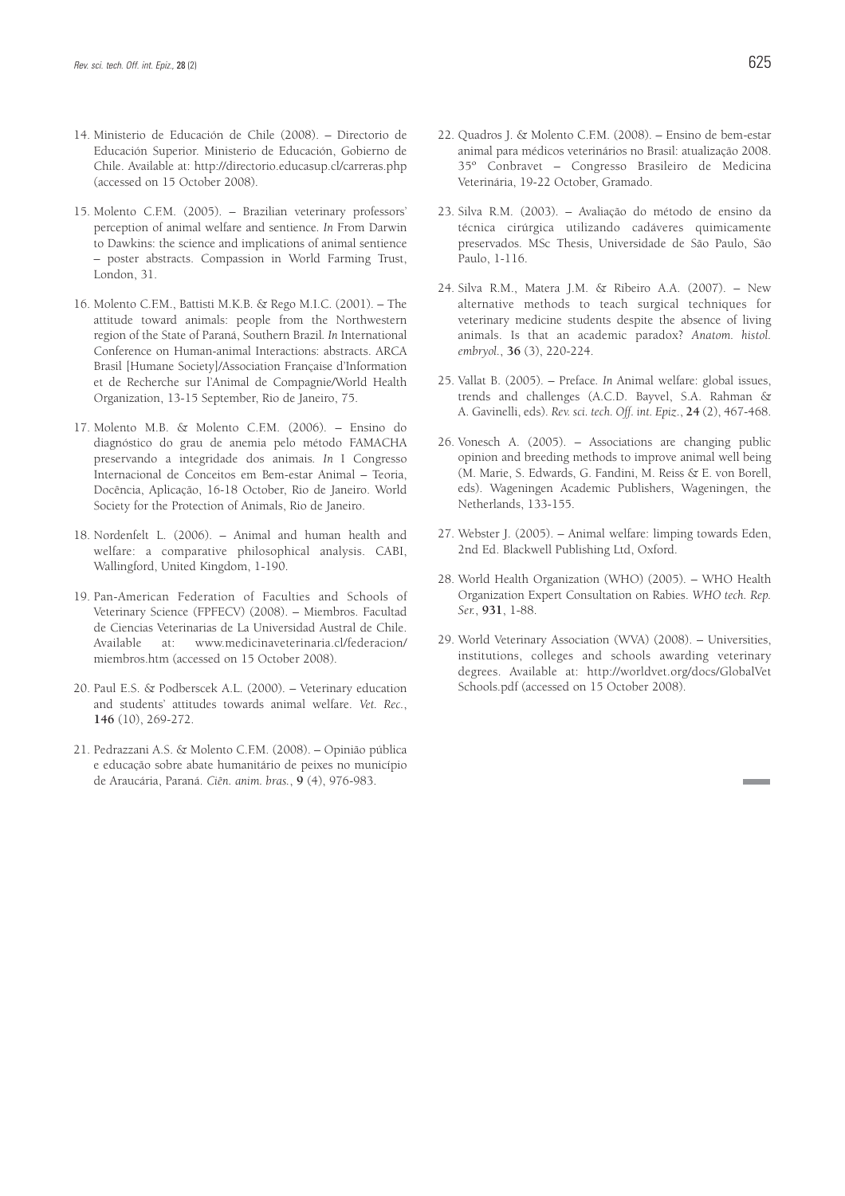14. Ministerio de Educación de Chile (2008). – Directorio de Educación Superior. Ministerio de Educación, Gobierno de Chile. Available at: http://directorio.educasup.cl/carreras.php (accessed on 15 October 2008).

15. Molento C.F.M. (2005). – Brazilian veterinary professors' perception of animal welfare and sentience. *In* From Darwin to Dawkins: the science and implications of animal sentience – poster abstracts. Compassion in World Farming Trust, London, 31.

16. Molento C.F.M., Battisti M.K.B. & Rego M.I.C. (2001). – The attitude toward animals: people from the Northwestern region of the State of Paraná, Southern Brazil. *In* International Conference on Human-animal Interactions: abstracts. ARCA Brasil [Humane Society]/Association Française d'Information et de Recherche sur l'Animal de Compagnie/World Health Organization, 13-15 September, Rio de Janeiro, 75.

17. Molento M.B. & Molento C.F.M. (2006). – Ensino do diagnóstico do grau de anemia pelo método FAMACHA preservando a integridade dos animais. *In* I Congresso Internacional de Conceitos em Bem-estar Animal – Teoria, Docência, Aplicação, 16-18 October, Rio de Janeiro. World Society for the Protection of Animals, Rio de Janeiro.

18. Nordenfelt L. (2006). – Animal and human health and welfare: a comparative philosophical analysis. CABI, Wallingford, United Kingdom, 1-190.

19. Pan-American Federation of Faculties and Schools of Veterinary Science (FPFECV) (2008). – Miembros. Facultad de Ciencias Veterinarias de La Universidad Austral de Chile. Available at: www.medicinaveterinaria.cl/federacion/miembros.htm (accessed on 15 October 2008).

20. Paul E.S. & Podberscek A.L. (2000). – Veterinary education and students' attitudes towards animal welfare. *Vet. Rec.*, **146** (10), 269-272.

21. Pedrazzani A.S. & Molento C.F.M. (2008). – Opinião pública e educação sobre abate humanitário de peixes no município de Araucária, Paraná. *Ciên. anim. bras.*, **9** (4), 976-983.

22. Quadros J. & Molento C.F.M. (2008). – Ensino de bem-estar animal para médicos veterinários no Brasil: atualização 2008. 35º Conbravet – Congresso Brasileiro de Medicina Veterinária, 19-22 October, Gramado.

23. Silva R.M. (2003). – Avaliação do método de ensino da técnica cirúrgica utilizando cadáveres quimicamente preservados. MSc Thesis, Universidade de São Paulo, São Paulo, 1-116.

24. Silva R.M., Matera J.M. & Ribeiro A.A. (2007). – New alternative methods to teach surgical techniques for veterinary medicine students despite the absence of living animals. Is that an academic paradox? *Anatom. histol. embryol.*, **36** (3), 220-224.

25. Vallat B. (2005). – Preface. *In* Animal welfare: global issues, trends and challenges (A.C.D. Bayvel, S.A. Rahman & A. Gavinelli, eds). *Rev. sci. tech. Off. int. Epiz.*, **24** (2), 467-468.

26. Vonesch A. (2005). – Associations are changing public opinion and breeding methods to improve animal well being (M. Marie, S. Edwards, G. Fandini, M. Reiss & E. von Borell, eds). Wageningen Academic Publishers, Wageningen, the Netherlands, 133-155.

27. Webster J. (2005). – Animal welfare: limping towards Eden, 2nd Ed. Blackwell Publishing Ltd, Oxford.

28. World Health Organization (WHO) (2005). – WHO Health Organization Expert Consultation on Rabies. *WHO tech. Rep. Ser.*, **931**, 1-88.

29. World Veterinary Association (WVA) (2008). – Universities, institutions, colleges and schools awarding veterinary degrees. Available at: http://worldvet.org/docs/GlobalVetSchools.pdf (accessed on 15 October 2008).